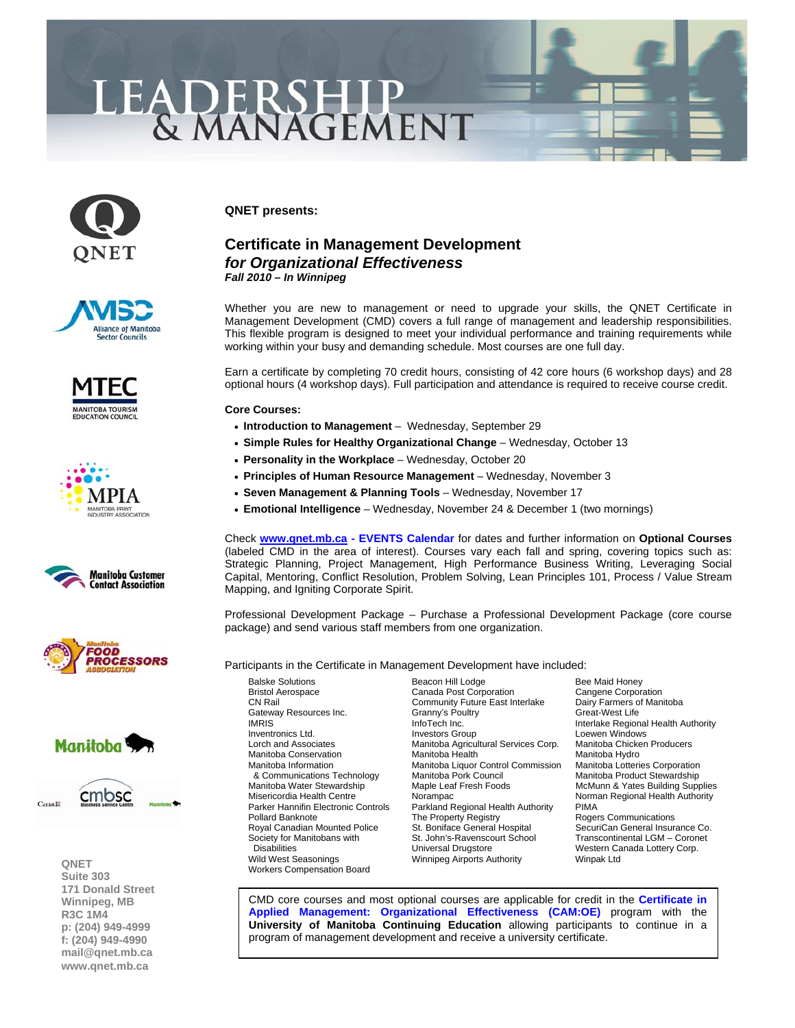# LEADERSHIP & MANAGEMENT

**QNET presents:**

## Certificate in Management Development
## *for Organizational Effectiveness*
***Fall 2010 – In Winnipeg***

Whether you are new to management or need to upgrade your skills, the QNET Certificate in Management Development (CMD) covers a full range of management and leadership responsibilities. This flexible program is designed to meet your individual performance and training requirements while working within your busy and demanding schedule. Most courses are one full day.

Earn a certificate by completing 70 credit hours, consisting of 42 core hours (6 workshop days) and 28 optional hours (4 workshop days). Full participation and attendance is required to receive course credit.

**Core Courses:**

- **Introduction to Management** – Wednesday, September 29
- **Simple Rules for Healthy Organizational Change** – Wednesday, October 13
- **Personality in the Workplace** – Wednesday, October 20
- **Principles of Human Resource Management** – Wednesday, November 3
- **Seven Management & Planning Tools** – Wednesday, November 17
- **Emotional Intelligence** – Wednesday, November 24 & December 1 (two mornings)

Check **www.qnet.mb.ca - EVENTS Calendar** for dates and further information on **Optional Courses** (labeled CMD in the area of interest). Courses vary each fall and spring, covering topics such as: Strategic Planning, Project Management, High Performance Business Writing, Leveraging Social Capital, Mentoring, Conflict Resolution, Problem Solving, Lean Principles 101, Process / Value Stream Mapping, and Igniting Corporate Spirit.

Professional Development Package – Purchase a Professional Development Package (core course package) and send various staff members from one organization.

Participants in the Certificate in Management Development have included:

| | | |
|---|---|---|
| Balske Solutions | Beacon Hill Lodge | Bee Maid Honey |
| Bristol Aerospace | Canada Post Corporation | Cangene Corporation |
| CN Rail | Community Future East Interlake | Dairy Farmers of Manitoba |
| Gateway Resources Inc. | Granny's Poultry | Great-West Life |
| IMRIS | InfoTech Inc. | Interlake Regional Health Authority |
| Inventronics Ltd. | Investors Group | Loewen Windows |
| Lorch and Associates | Manitoba Agricultural Services Corp. | Manitoba Chicken Producers |
| Manitoba Conservation | Manitoba Health | Manitoba Hydro |
| Manitoba Information & Communications Technology | Manitoba Liquor Control Commission | Manitoba Lotteries Corporation |
| | Manitoba Pork Council | Manitoba Product Stewardship |
| Manitoba Water Stewardship | Maple Leaf Fresh Foods | McMunn & Yates Building Supplies |
| Misericordia Health Centre | Norampac | Norman Regional Health Authority |
| Parker Hannifin Electronic Controls | Parkland Regional Health Authority | PIMA |
| Pollard Banknote | The Property Registry | Rogers Communications |
| Royal Canadian Mounted Police | St. Boniface General Hospital | SecuriCan General Insurance Co. |
| Society for Manitobans with Disabilities | St. John's-Ravenscourt School | Transcontinental LGM – Coronet |
| | Universal Drugstore | Western Canada Lottery Corp. |
| Wild West Seasonings | Winnipeg Airports Authority | Winpak Ltd |
| Workers Compensation Board | | |

CMD core courses and most optional courses are applicable for credit in the **Certificate in Applied Management: Organizational Effectiveness (CAM:OE)** program with the **University of Manitoba Continuing Education** allowing participants to continue in a program of management development and receive a university certificate.

**QNET**
**Suite 303**
**171 Donald Street**
**Winnipeg, MB**
**R3C 1M4**
**p: (204) 949-4999**
**f: (204) 949-4990**
**mail@qnet.mb.ca**
**www.qnet.mb.ca**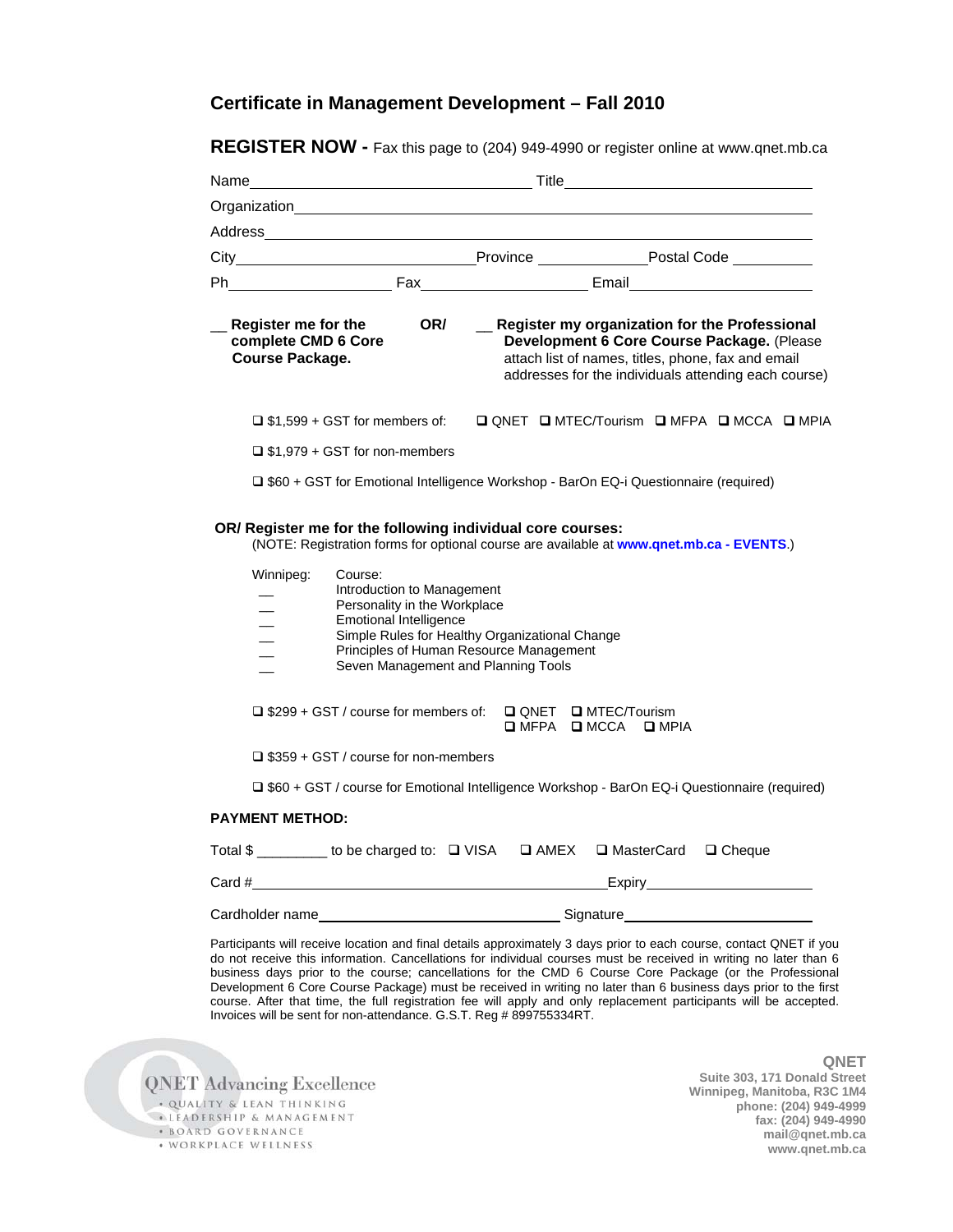## Certificate in Management Development – Fall 2010

**REGISTER NOW -** Fax this page to (204) 949-4990 or register online at www.qnet.mb.ca

Name________________________________ Title____________________________

Organization________________________________________________________________

Address____________________________________________________________________

City__________________________ Province ____________ Postal Code __________

Ph____________________ Fax____________________ Email______________________

__ **Register me for the complete CMD 6 Core Course Package.**

**OR/**

__ **Register my organization for the Professional Development 6 Core Course Package.** (Please attach list of names, titles, phone, fax and email addresses for the individuals attending each course)

❑ $1,599 + GST for members of: ❑ QNET ❑ MTEC/Tourism ❑ MFPA ❑ MCCA ❑ MPIA

❑ $1,979 + GST for non-members

❑ $60 + GST for Emotional Intelligence Workshop - BarOn EQ-i Questionnaire (required)

**OR/ Register me for the following individual core courses:**
(NOTE: Registration forms for optional course are available at **www.qnet.mb.ca - EVENTS**.)

Winnipeg: Course:

__ Introduction to Management
__ Personality in the Workplace
__ Emotional Intelligence
__ Simple Rules for Healthy Organizational Change
__ Principles of Human Resource Management
__ Seven Management and Planning Tools

❑ $299 + GST / course for members of: ❑ QNET ❑ MTEC/Tourism ❑ MFPA ❑ MCCA ❑ MPIA

❑ $359 + GST / course for non-members

❑ $60 + GST / course for Emotional Intelligence Workshop - BarOn EQ-i Questionnaire (required)

**PAYMENT METHOD:**

Total $ _________ to be charged to: ❑ VISA ❑ AMEX ❑ MasterCard ❑ Cheque

Card #__________________________________________ Expiry____________________

Cardholder name____________________________ Signature______________________

Participants will receive location and final details approximately 3 days prior to each course, contact QNET if you do not receive this information. Cancellations for individual courses must be received in writing no later than 6 business days prior to the course; cancellations for the CMD 6 Course Core Package (or the Professional Development 6 Core Course Package) must be received in writing no later than 6 business days prior to the first course. After that time, the full registration fee will apply and only replacement participants will be accepted. Invoices will be sent for non-attendance. G.S.T. Reg # 899755334RT.

QNET Advancing Excellence
• QUALITY & LEAN THINKING
• LEADERSHIP & MANAGEMENT
• BOARD GOVERNANCE
• WORKPLACE WELLNESS

**QNET**
**Suite 303, 171 Donald Street**
**Winnipeg, Manitoba, R3C 1M4**
**phone: (204) 949-4999**
**fax: (204) 949-4990**
**mail@qnet.mb.ca**
**www.qnet.mb.ca**